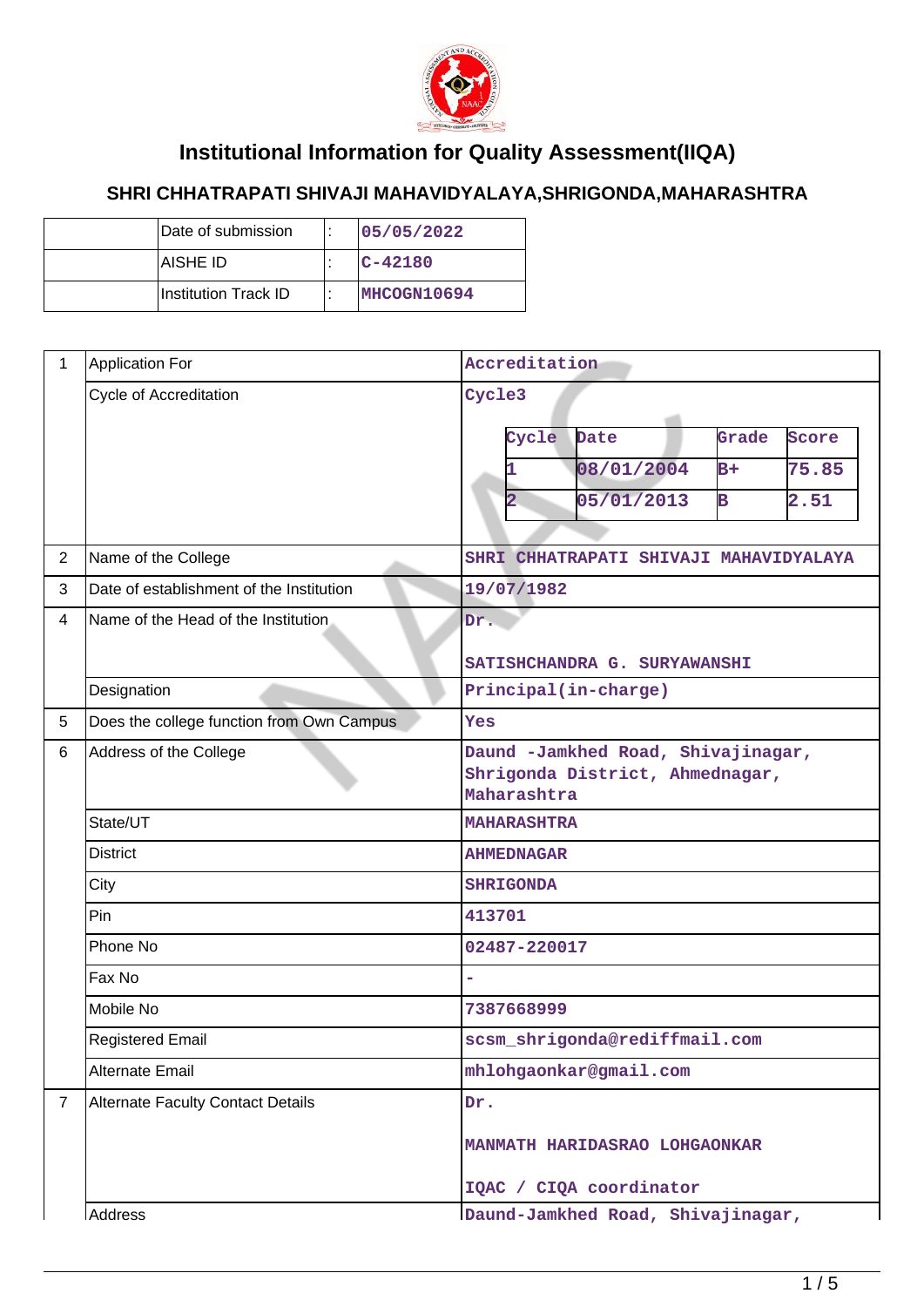# Institutional Information for Quality Assessment(IIQA)

## SHRI CHHATRAPATI SHIVAJI MAHAVIDYALAYA,SHRIGONDA,MAHARASHTRA

| | | | |
|---|---|---|---|
| | Date of submission | : | 05/05/2022 |
| | AISHE ID | : | C-42180 |
| | Institution Track ID | : | MHCOGN10694 |

| | | |
|---|---|---|
| 1 | Application For | Accreditation |
| | Cycle of Accreditation | Cycle3<br><br>Cycle \| Date \| Grade \| Score<br>1 \| 08/01/2004 \| B+ \| 75.85<br>2 \| 05/01/2013 \| B \| 2.51 |
| 2 | Name of the College | SHRI CHHATRAPATI SHIVAJI MAHAVIDYALAYA |
| 3 | Date of establishment of the Institution | 19/07/1982 |
| 4 | Name of the Head of the Institution | Dr.<br><br>SATISHCHANDRA G. SURYAWANSHI |
| | Designation | Principal(in-charge) |
| 5 | Does the college function from Own Campus | Yes |
| 6 | Address of the College | Daund -Jamkhed Road, Shivajinagar, Shrigonda District, Ahmednagar, Maharashtra |
| | State/UT | MAHARASHTRA |
| | District | AHMEDNAGAR |
| | City | SHRIGONDA |
| | Pin | 413701 |
| | Phone No | 02487-220017 |
| | Fax No | - |
| | Mobile No | 7387668999 |
| | Registered Email | scsm_shrigonda@rediffmail.com |
| | Alternate Email | mhlohgaonkar@gmail.com |
| 7 | Alternate Faculty Contact Details | Dr.<br><br>MANMATH HARIDASRAO LOHGAONKAR<br><br>IQAC / CIQA coordinator |
| | Address | Daund-Jamkhed Road, Shivajinagar, |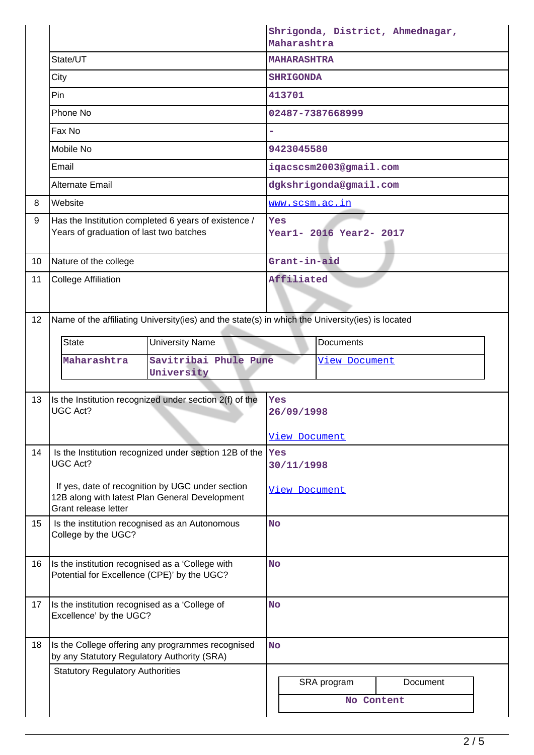|  |  |  |
|---|---|---|
|  |  | Shrigonda, District, Ahmednagar, Maharashtra |
|  | State/UT | MAHARASHTRA |
|  | City | SHRIGONDA |
|  | Pin | 413701 |
|  | Phone No | 02487-7387668999 |
|  | Fax No | - |
|  | Mobile No | 9423045580 |
|  | Email | iqacscsm2003@gmail.com |
|  | Alternate Email | dgkshrigonda@gmail.com |
| 8 | Website | www.scsm.ac.in |
| 9 | Has the Institution completed 6 years of existence / Years of graduation of last two batches | Yes<br>Year1- 2016 Year2- 2017 |
| 10 | Nature of the college | Grant-in-aid |
| 11 | College Affiliation | Affiliated |
| 12 | Name of the affiliating University(ies) and the state(s) in which the University(ies) is located | |

| State | University Name | Documents |
|---|---|---|
| Maharashtra | Savitribai Phule Pune University | View Document |

|  |  |  |
|---|---|---|
| 13 | Is the Institution recognized under section 2(f) of the UGC Act? | Yes<br>26/09/1998<br><br>View Document |
| 14 | Is the Institution recognized under section 12B of the UGC Act?<br><br>If yes, date of recognition by UGC under section 12B along with latest Plan General Development Grant release letter | Yes<br>30/11/1998<br><br>View Document |
| 15 | Is the institution recognised as an Autonomous College by the UGC? | No |
| 16 | Is the institution recognised as a 'College with Potential for Excellence (CPE)' by the UGC? | No |
| 17 | Is the institution recognised as a 'College of Excellence' by the UGC? | No |
| 18 | Is the College offering any programmes recognised by any Statutory Regulatory Authority (SRA) | No |
|  | Statutory Regulatory Authorities | |

| SRA program | Document |
|---|---|
| No Content | |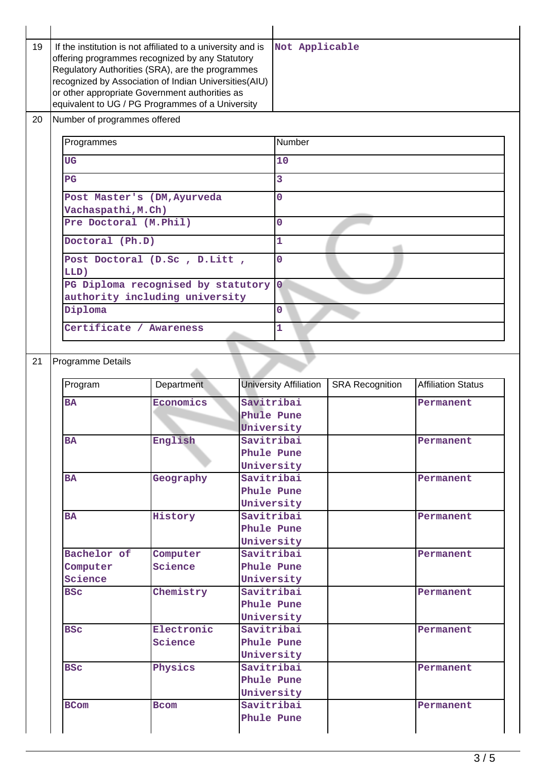| | | |
|---|---|---|
| 19 | If the institution is not affiliated to a university and is offering programmes recognized by any Statutory Regulatory Authorities (SRA), are the programmes recognized by Association of Indian Universities(AIU) or other appropriate Government authorities as equivalent to UG / PG Programmes of a University | Not Applicable |
| 20 | Number of programmes offered | |

| Programmes | Number |
|---|---|
| UG | 10 |
| PG | 3 |
| Post Master's (DM,Ayurveda Vachaspathi,M.Ch) | 0 |
| Pre Doctoral (M.Phil) | 0 |
| Doctoral (Ph.D) | 1 |
| Post Doctoral (D.Sc , D.Litt , LLD) | 0 |
| PG Diploma recognised by statutory authority including university | 0 |
| Diploma | 0 |
| Certificate / Awareness | 1 |

21 Programme Details

| Program | Department | University Affiliation | SRA Recognition | Affiliation Status |
|---|---|---|---|---|
| BA | Economics | Savitribai Phule Pune University | | Permanent |
| BA | English | Savitribai Phule Pune University | | Permanent |
| BA | Geography | Savitribai Phule Pune University | | Permanent |
| BA | History | Savitribai Phule Pune University | | Permanent |
| Bachelor of Computer Science | Computer Science | Savitribai Phule Pune University | | Permanent |
| BSc | Chemistry | Savitribai Phule Pune University | | Permanent |
| BSc | Electronic Science | Savitribai Phule Pune University | | Permanent |
| BSc | Physics | Savitribai Phule Pune University | | Permanent |
| BCom | Bcom | Savitribai Phule Pune | | Permanent |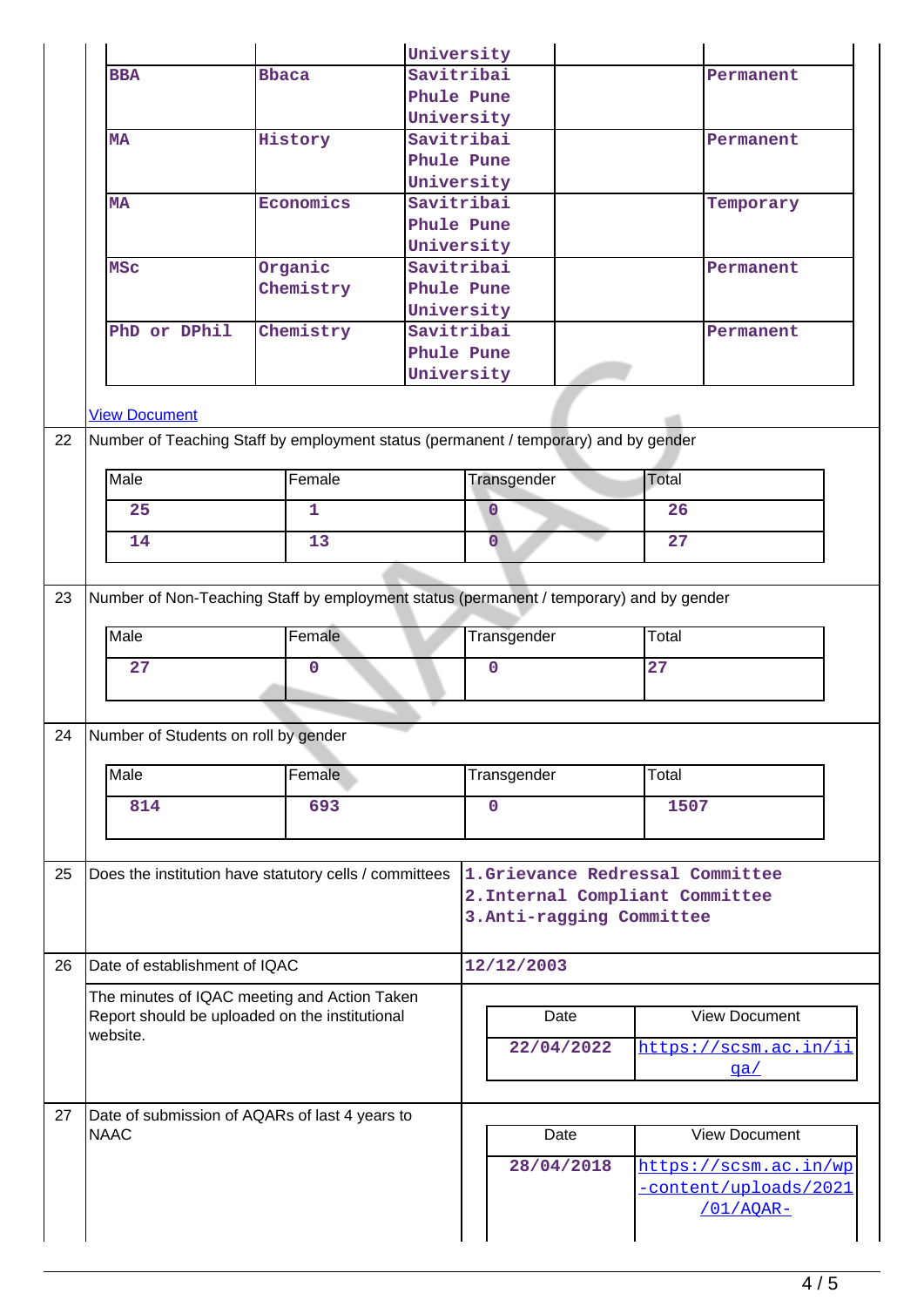| | | University | | |
|---|---|---|---|---|
| BBA | Bbaca | Savitribai Phule Pune University | | Permanent |
| MA | History | Savitribai Phule Pune University | | Permanent |
| MA | Economics | Savitribai Phule Pune University | | Temporary |
| MSc | Organic Chemistry | Savitribai Phule Pune University | | Permanent |
| PhD or DPhil | Chemistry | Savitribai Phule Pune University | | Permanent |

[View Document](#)

| 22 | Number of Teaching Staff by employment status (permanent / temporary) and by gender |
|---|---|

| Male | Female | Transgender | Total |
|---|---|---|---|
| 25 | 1 | 0 | 26 |
| 14 | 13 | 0 | 27 |

| 23 | Number of Non-Teaching Staff by employment status (permanent / temporary) and by gender |
|---|---|

| Male | Female | Transgender | Total |
|---|---|---|---|
| 27 | 0 | 0 | 27 |

| 24 | Number of Students on roll by gender |
|---|---|

| Male | Female | Transgender | Total |
|---|---|---|---|
| 814 | 693 | 0 | 1507 |

| | | |
|---|---|---|
| 25 | Does the institution have statutory cells / committees | 1.Grievance Redressal Committee<br>2.Internal Compliant Committee<br>3.Anti-ragging Committee |
| 26 | Date of establishment of IQAC | 12/12/2003 |
| | The minutes of IQAC meeting and Action Taken Report should be uploaded on the institutional website. | |
| 27 | Date of submission of AQARs of last 4 years to NAAC | |

| Date | View Document |
|---|---|
| 22/04/2022 | https://scsm.ac.in/iiqa/ |

| Date | View Document |
|---|---|
| 28/04/2018 | https://scsm.ac.in/wp-content/uploads/2021/01/AQAR- |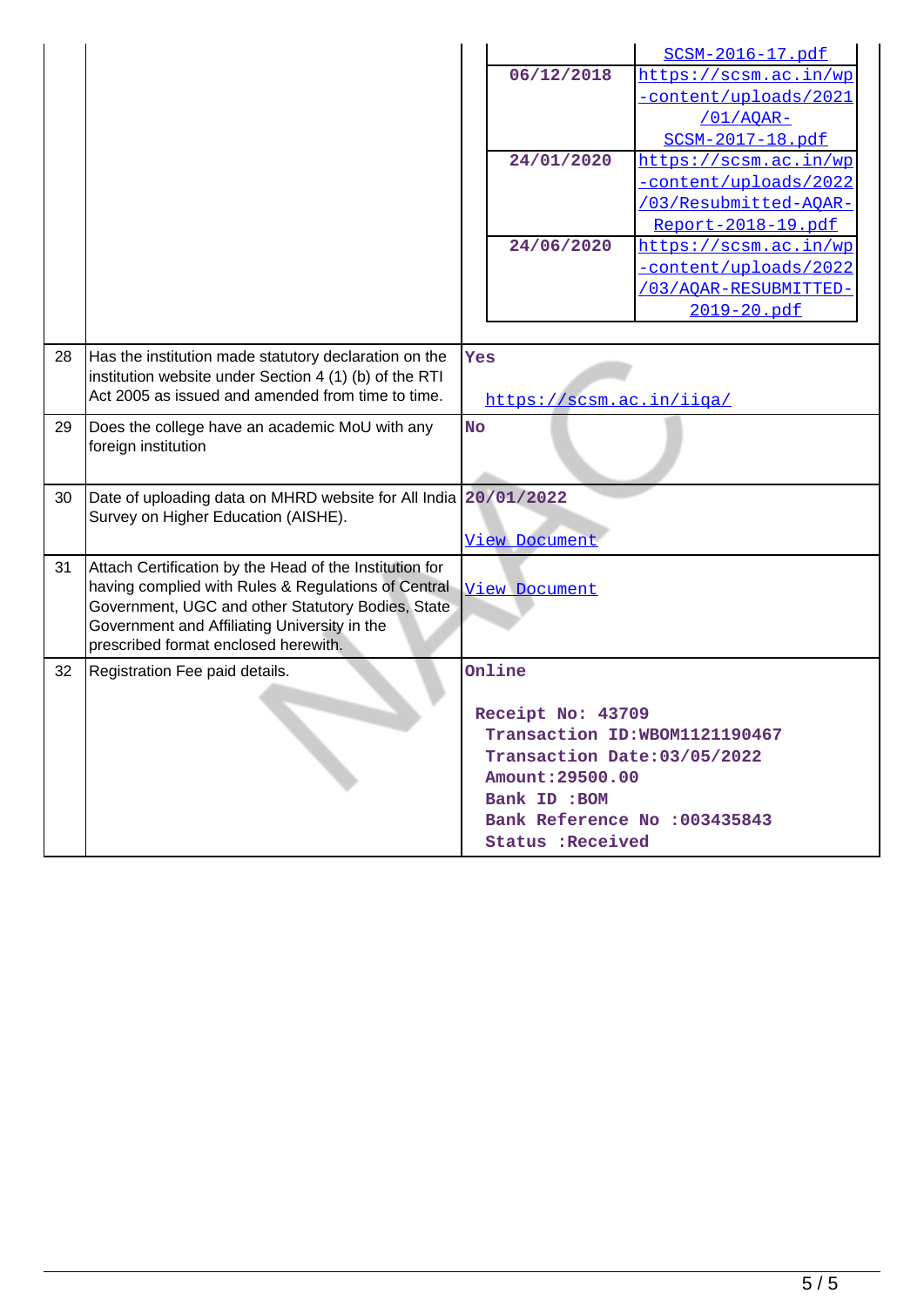| | | | |
|---|---|---|---|
| | | | SCSM-2016-17.pdf |
| | | 06/12/2018 | https://scsm.ac.in/wp-content/uploads/2021/01/AQAR-SCSM-2017-18.pdf |
| | | 24/01/2020 | https://scsm.ac.in/wp-content/uploads/2022/03/Resubmitted-AQAR-Report-2018-19.pdf |
| | | 24/06/2020 | https://scsm.ac.in/wp-content/uploads/2022/03/AQAR-RESUBMITTED-2019-20.pdf |

| | | |
|---|---|---|
| 28 | Has the institution made statutory declaration on the institution website under Section 4 (1) (b) of the RTI Act 2005 as issued and amended from time to time. | **Yes**<br><br>https://scsm.ac.in/iiqa/ |
| 29 | Does the college have an academic MoU with any foreign institution | **No** |
| 30 | Date of uploading data on MHRD website for All India Survey on Higher Education (AISHE). | **20/01/2022**<br><br>View Document |
| 31 | Attach Certification by the Head of the Institution for having complied with Rules & Regulations of Central Government, UGC and other Statutory Bodies, State Government and Affiliating University in the prescribed format enclosed herewith. | View Document |
| 32 | Registration Fee paid details. | **Online**<br><br>**Receipt No: 43709**<br>**Transaction ID:WBOM1121190467**<br>**Transaction Date:03/05/2022**<br>**Amount:29500.00**<br>**Bank ID :BOM**<br>**Bank Reference No :003435843**<br>**Status :Received** |